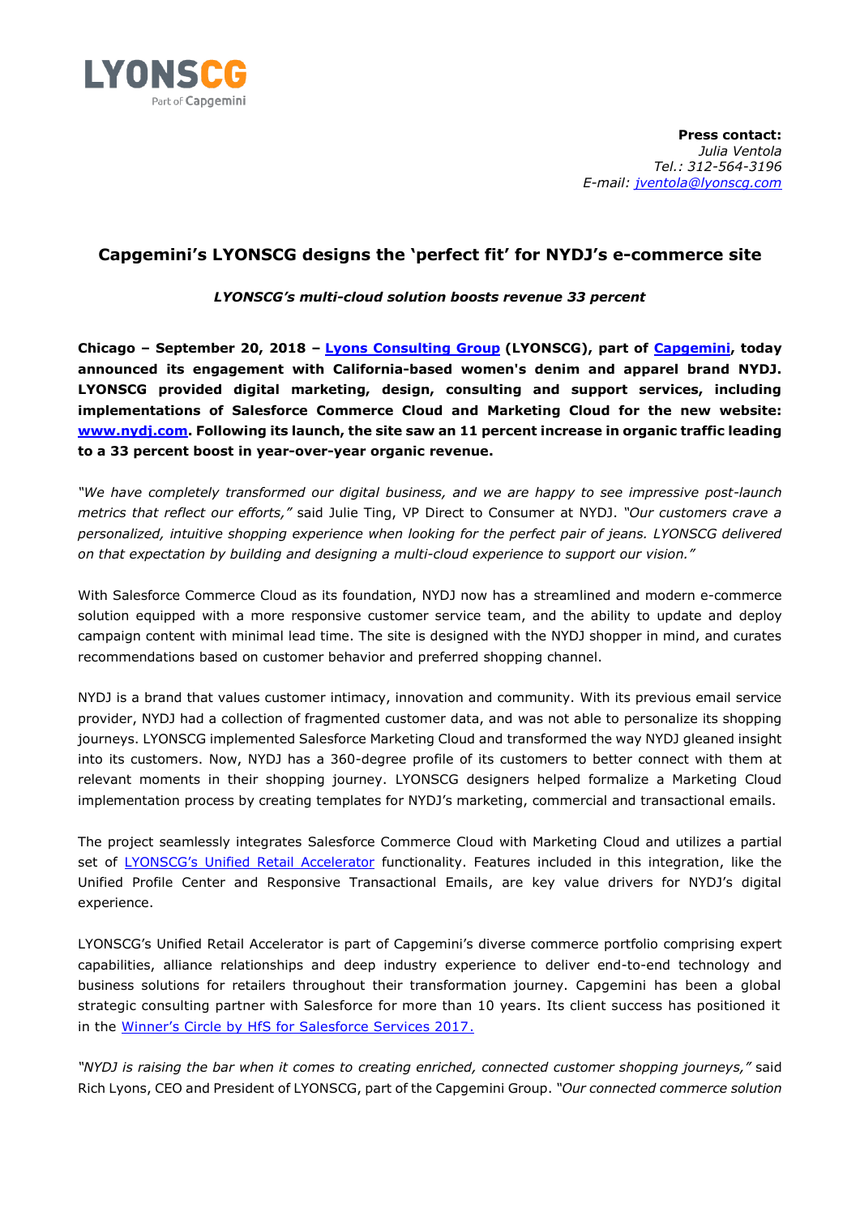LYONSCG
Part of Capgemini

**Press contact:**
*Julia Ventola*
*Tel.: 312-564-3196*
*E-mail: jventola@lyonscg.com*

## Capgemini's LYONSCG designs the 'perfect fit' for NYDJ's e-commerce site

***LYONSCG's multi-cloud solution boosts revenue 33 percent***

**Chicago – September 20, 2018 – Lyons Consulting Group (LYONSCG), part of Capgemini, today announced its engagement with California-based women's denim and apparel brand NYDJ. LYONSCG provided digital marketing, design, consulting and support services, including implementations of Salesforce Commerce Cloud and Marketing Cloud for the new website: www.nydj.com. Following its launch, the site saw an 11 percent increase in organic traffic leading to a 33 percent boost in year-over-year organic revenue.**

*"We have completely transformed our digital business, and we are happy to see impressive post-launch metrics that reflect our efforts,"* said Julie Ting, VP Direct to Consumer at NYDJ. *"Our customers crave a personalized, intuitive shopping experience when looking for the perfect pair of jeans. LYONSCG delivered on that expectation by building and designing a multi-cloud experience to support our vision."*

With Salesforce Commerce Cloud as its foundation, NYDJ now has a streamlined and modern e-commerce solution equipped with a more responsive customer service team, and the ability to update and deploy campaign content with minimal lead time. The site is designed with the NYDJ shopper in mind, and curates recommendations based on customer behavior and preferred shopping channel.

NYDJ is a brand that values customer intimacy, innovation and community. With its previous email service provider, NYDJ had a collection of fragmented customer data, and was not able to personalize its shopping journeys. LYONSCG implemented Salesforce Marketing Cloud and transformed the way NYDJ gleaned insight into its customers. Now, NYDJ has a 360-degree profile of its customers to better connect with them at relevant moments in their shopping journey. LYONSCG designers helped formalize a Marketing Cloud implementation process by creating templates for NYDJ's marketing, commercial and transactional emails.

The project seamlessly integrates Salesforce Commerce Cloud with Marketing Cloud and utilizes a partial set of LYONSCG's Unified Retail Accelerator functionality. Features included in this integration, like the Unified Profile Center and Responsive Transactional Emails, are key value drivers for NYDJ's digital experience.

LYONSCG's Unified Retail Accelerator is part of Capgemini's diverse commerce portfolio comprising expert capabilities, alliance relationships and deep industry experience to deliver end-to-end technology and business solutions for retailers throughout their transformation journey. Capgemini has been a global strategic consulting partner with Salesforce for more than 10 years. Its client success has positioned it in the Winner's Circle by HfS for Salesforce Services 2017.

*"NYDJ is raising the bar when it comes to creating enriched, connected customer shopping journeys,"* said Rich Lyons, CEO and President of LYONSCG, part of the Capgemini Group. *"Our connected commerce solution*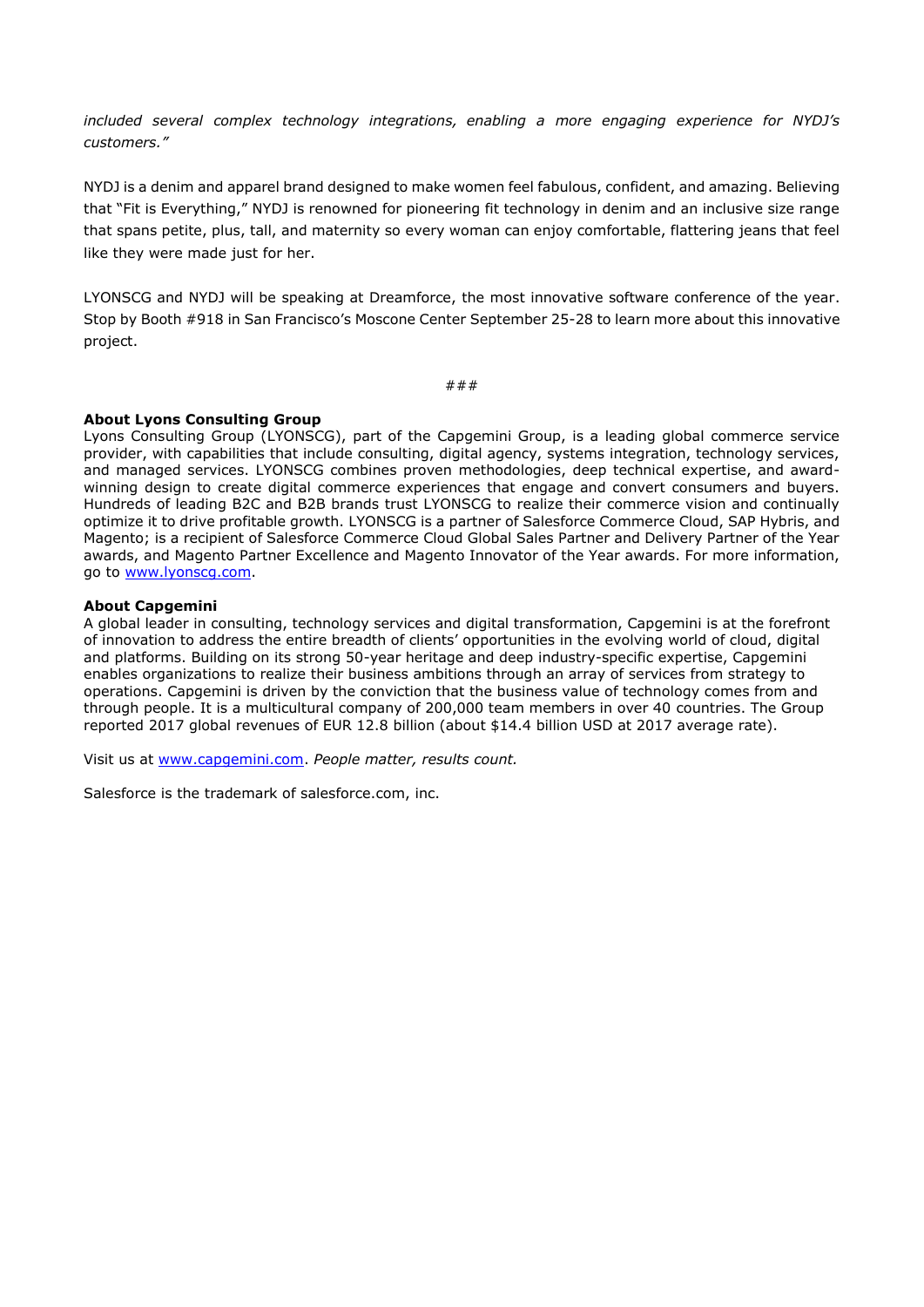*included several complex technology integrations, enabling a more engaging experience for NYDJ's customers."*

NYDJ is a denim and apparel brand designed to make women feel fabulous, confident, and amazing. Believing that "Fit is Everything," NYDJ is renowned for pioneering fit technology in denim and an inclusive size range that spans petite, plus, tall, and maternity so every woman can enjoy comfortable, flattering jeans that feel like they were made just for her.

LYONSCG and NYDJ will be speaking at Dreamforce, the most innovative software conference of the year. Stop by Booth #918 in San Francisco's Moscone Center September 25-28 to learn more about this innovative project.

###

**About Lyons Consulting Group**

Lyons Consulting Group (LYONSCG), part of the Capgemini Group, is a leading global commerce service provider, with capabilities that include consulting, digital agency, systems integration, technology services, and managed services. LYONSCG combines proven methodologies, deep technical expertise, and award-winning design to create digital commerce experiences that engage and convert consumers and buyers. Hundreds of leading B2C and B2B brands trust LYONSCG to realize their commerce vision and continually optimize it to drive profitable growth. LYONSCG is a partner of Salesforce Commerce Cloud, SAP Hybris, and Magento; is a recipient of Salesforce Commerce Cloud Global Sales Partner and Delivery Partner of the Year awards, and Magento Partner Excellence and Magento Innovator of the Year awards. For more information, go to [www.lyonscg.com](http://www.lyonscg.com).

**About Capgemini**

A global leader in consulting, technology services and digital transformation, Capgemini is at the forefront of innovation to address the entire breadth of clients' opportunities in the evolving world of cloud, digital and platforms. Building on its strong 50-year heritage and deep industry-specific expertise, Capgemini enables organizations to realize their business ambitions through an array of services from strategy to operations. Capgemini is driven by the conviction that the business value of technology comes from and through people. It is a multicultural company of 200,000 team members in over 40 countries. The Group reported 2017 global revenues of EUR 12.8 billion (about $14.4 billion USD at 2017 average rate).

Visit us at [www.capgemini.com](http://www.capgemini.com). *People matter, results count.*

Salesforce is the trademark of salesforce.com, inc.